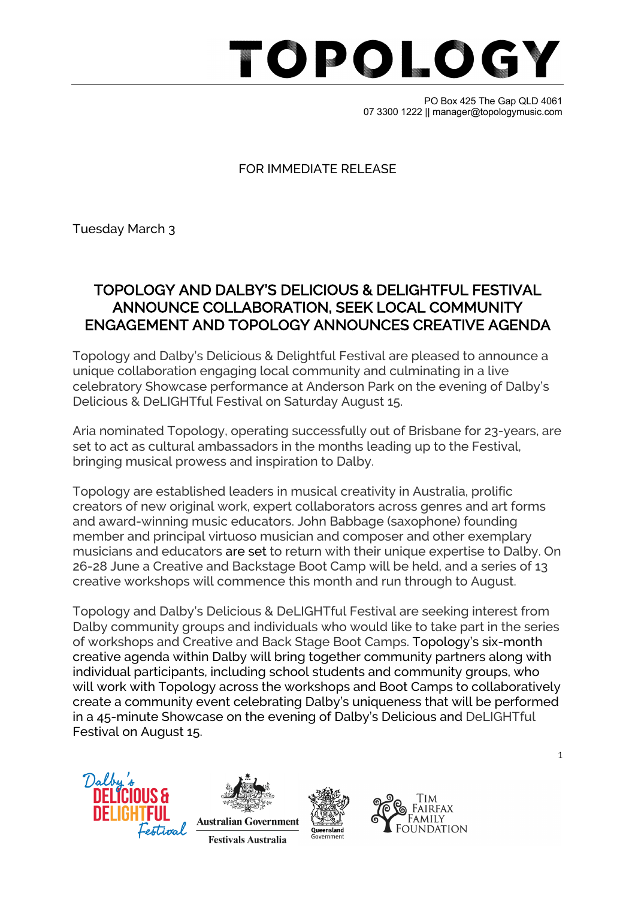# TOPOLOGY

PO Box 425 The Gap QLD 4061
07 3300 1222 || manager@topologymusic.com

FOR IMMEDIATE RELEASE

Tuesday March 3

## TOPOLOGY AND DALBY'S DELICIOUS & DELIGHTFUL FESTIVAL ANNOUNCE COLLABORATION, SEEK LOCAL COMMUNITY ENGAGEMENT AND TOPOLOGY ANNOUNCES CREATIVE AGENDA

Topology and Dalby's Delicious & Delightful Festival are pleased to announce a unique collaboration engaging local community and culminating in a live celebratory Showcase performance at Anderson Park on the evening of Dalby's Delicious & DeLIGHTful Festival on Saturday August 15.

Aria nominated Topology, operating successfully out of Brisbane for 23-years, are set to act as cultural ambassadors in the months leading up to the Festival, bringing musical prowess and inspiration to Dalby.

Topology are established leaders in musical creativity in Australia, prolific creators of new original work, expert collaborators across genres and art forms and award-winning music educators. John Babbage (saxophone) founding member and principal virtuoso musician and composer and other exemplary musicians and educators are set to return with their unique expertise to Dalby. On 26-28 June a Creative and Backstage Boot Camp will be held, and a series of 13 creative workshops will commence this month and run through to August.

Topology and Dalby's Delicious & DeLIGHTful Festival are seeking interest from Dalby community groups and individuals who would like to take part in the series of workshops and Creative and Back Stage Boot Camps. Topology's six-month creative agenda within Dalby will bring together community partners along with individual participants, including school students and community groups, who will work with Topology across the workshops and Boot Camps to collaboratively create a community event celebrating Dalby's uniqueness that will be performed in a 45-minute Showcase on the evening of Dalby's Delicious and DeLIGHTful Festival on August 15.

Dalby's Delicious & Delightful Festival | Australian Government Festivals Australia | Queensland Government | Tim Fairfax Family Foundation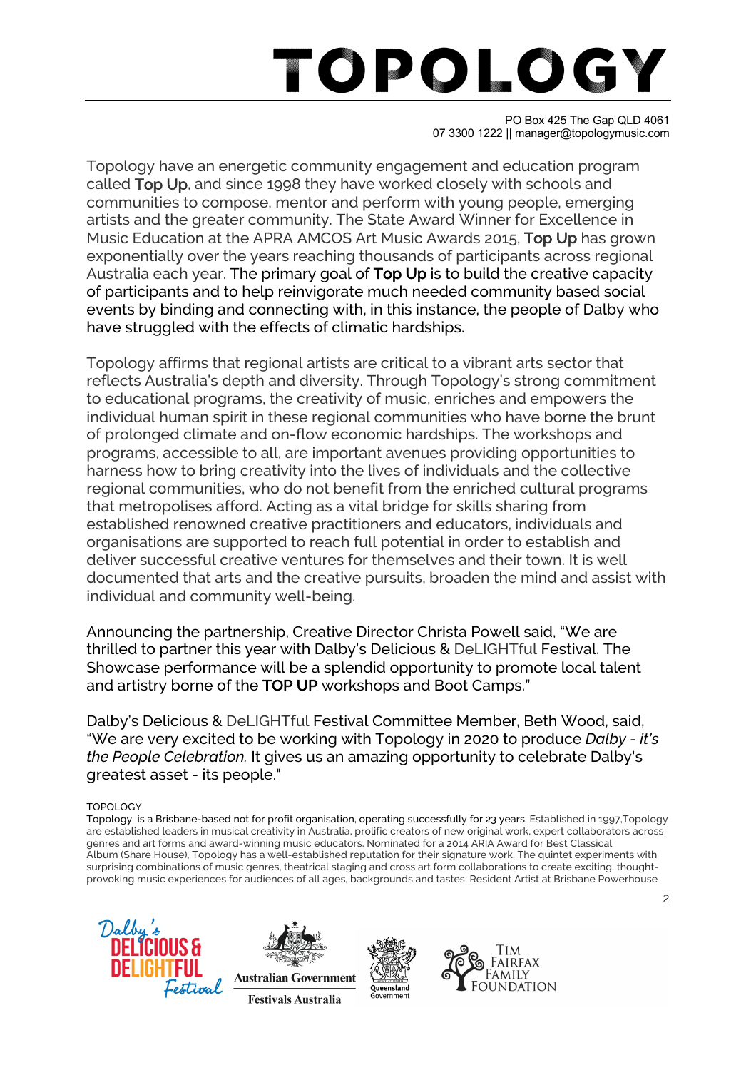# TOPOLOGY

PO Box 425 The Gap QLD 4061
07 3300 1222 || manager@topologymusic.com

Topology have an energetic community engagement and education program called **Top Up**, and since 1998 they have worked closely with schools and communities to compose, mentor and perform with young people, emerging artists and the greater community. The State Award Winner for Excellence in Music Education at the APRA AMCOS Art Music Awards 2015, **Top Up** has grown exponentially over the years reaching thousands of participants across regional Australia each year. The primary goal of **Top Up** is to build the creative capacity of participants and to help reinvigorate much needed community based social events by binding and connecting with, in this instance, the people of Dalby who have struggled with the effects of climatic hardships.

Topology affirms that regional artists are critical to a vibrant arts sector that reflects Australia's depth and diversity. Through Topology's strong commitment to educational programs, the creativity of music, enriches and empowers the individual human spirit in these regional communities who have borne the brunt of prolonged climate and on-flow economic hardships. The workshops and programs, accessible to all, are important avenues providing opportunities to harness how to bring creativity into the lives of individuals and the collective regional communities, who do not benefit from the enriched cultural programs that metropolises afford. Acting as a vital bridge for skills sharing from established renowned creative practitioners and educators, individuals and organisations are supported to reach full potential in order to establish and deliver successful creative ventures for themselves and their town. It is well documented that arts and the creative pursuits, broaden the mind and assist with individual and community well-being.

Announcing the partnership, Creative Director Christa Powell said, "We are thrilled to partner this year with Dalby's Delicious & DeLIGHTful Festival. The Showcase performance will be a splendid opportunity to promote local talent and artistry borne of the **TOP UP** workshops and Boot Camps."

Dalby's Delicious & DeLIGHTful Festival Committee Member, Beth Wood, said, "We are very excited to be working with Topology in 2020 to produce *Dalby - it's the People Celebration.* It gives us an amazing opportunity to celebrate Dalby's greatest asset - its people."

TOPOLOGY
Topology is a Brisbane-based not for profit organisation, operating successfully for 23 years. Established in 1997,Topology are established leaders in musical creativity in Australia, prolific creators of new original work, expert collaborators across genres and art forms and award-winning music educators. Nominated for a 2014 ARIA Award for Best Classical Album (Share House), Topology has a well-established reputation for their signature work. The quintet experiments with surprising combinations of music genres, theatrical staging and cross art form collaborations to create exciting, thought-provoking music experiences for audiences of all ages, backgrounds and tastes. Resident Artist at Brisbane Powerhouse

Dalby's Delicious & Delightful Festival | Australian Government Festivals Australia | Queensland Government | Tim Fairfax Family Foundation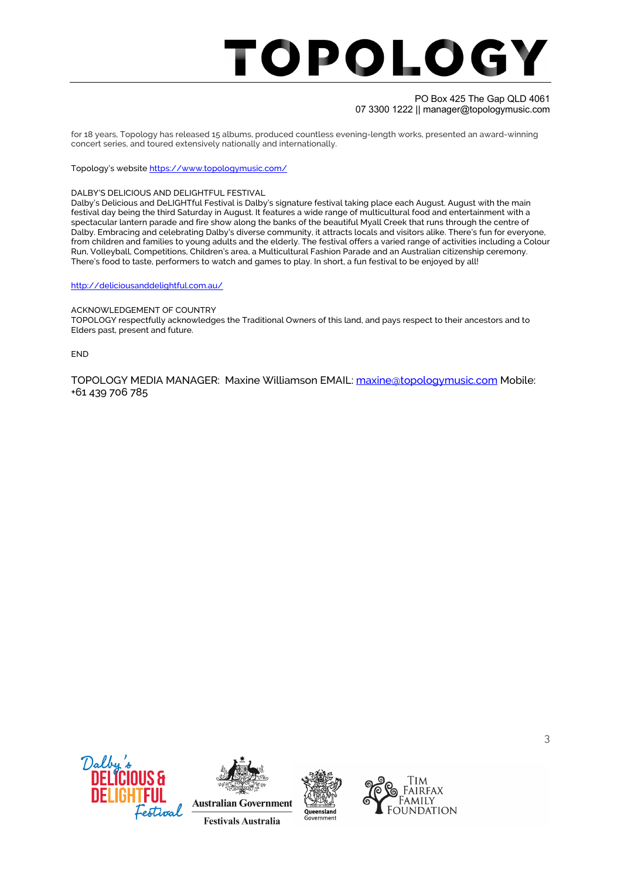PO Box 425 The Gap QLD 4061
07 3300 1222 || manager@topologymusic.com

for 18 years, Topology has released 15 albums, produced countless evening-length works, presented an award-winning concert series, and toured extensively nationally and internationally.

Topology's website https://www.topologymusic.com/

DALBY'S DELICIOUS AND DELIGHTFUL FESTIVAL
Dalby's Delicious and DeLIGHTful Festival is Dalby's signature festival taking place each August. August with the main festival day being the third Saturday in August. It features a wide range of multicultural food and entertainment with a spectacular lantern parade and fire show along the banks of the beautiful Myall Creek that runs through the centre of Dalby. Embracing and celebrating Dalby's diverse community, it attracts locals and visitors alike. There's fun for everyone, from children and families to young adults and the elderly. The festival offers a varied range of activities including a Colour Run, Volleyball, Competitions, Children's area, a Multicultural Fashion Parade and an Australian citizenship ceremony. There's food to taste, performers to watch and games to play. In short, a fun festival to be enjoyed by all!

http://deliciousanddelightful.com.au/

ACKNOWLEDGEMENT OF COUNTRY
TOPOLOGY respectfully acknowledges the Traditional Owners of this land, and pays respect to their ancestors and to Elders past, present and future.

END

TOPOLOGY MEDIA MANAGER: Maxine Williamson EMAIL: maxine@topologymusic.com Mobile: +61 439 706 785